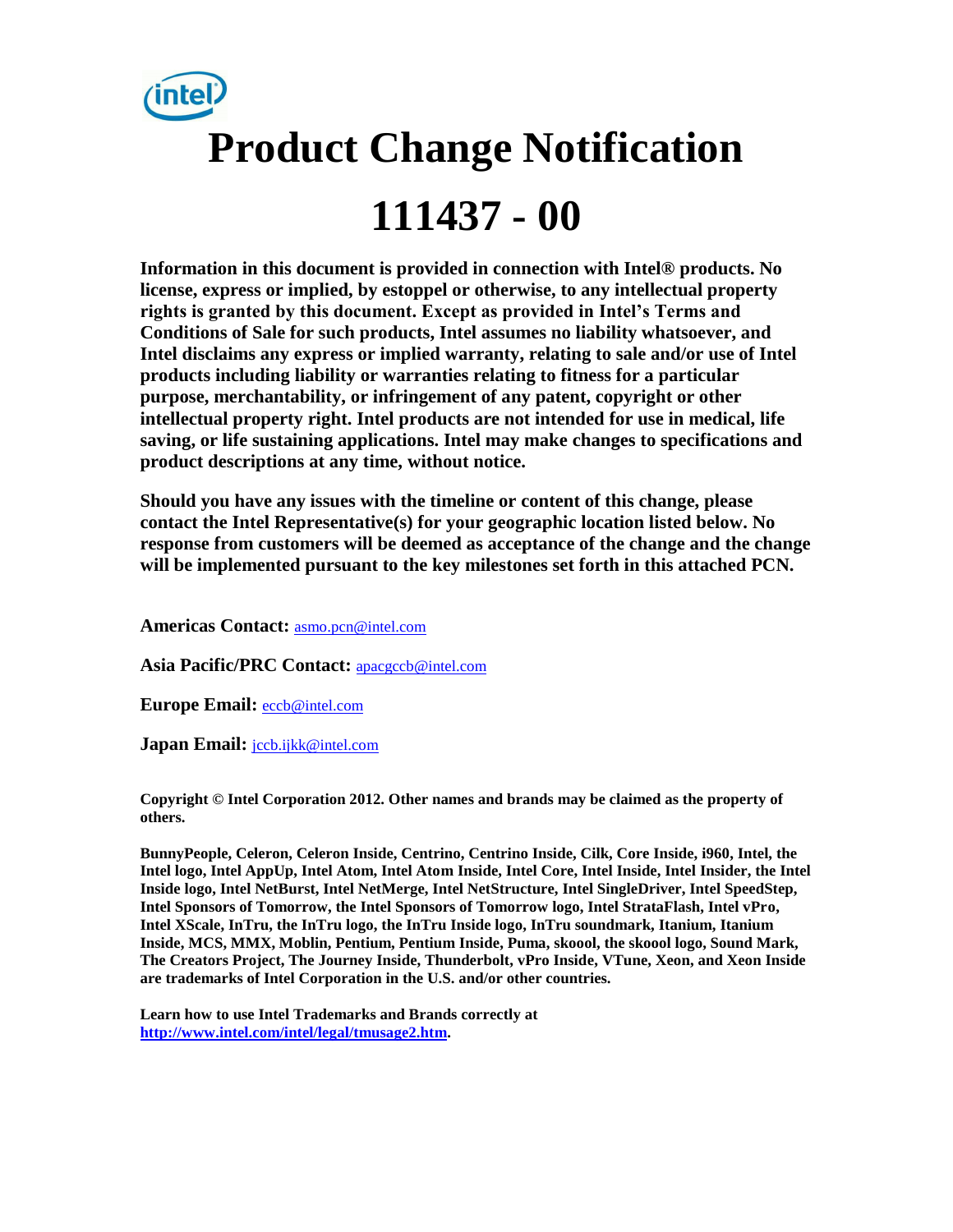# Product Change Notification

# 111437 - 00

**Information in this document is provided in connection with Intel® products. No license, express or implied, by estoppel or otherwise, to any intellectual property rights is granted by this document. Except as provided in Intel's Terms and Conditions of Sale for such products, Intel assumes no liability whatsoever, and Intel disclaims any express or implied warranty, relating to sale and/or use of Intel products including liability or warranties relating to fitness for a particular purpose, merchantability, or infringement of any patent, copyright or other intellectual property right. Intel products are not intended for use in medical, life saving, or life sustaining applications. Intel may make changes to specifications and product descriptions at any time, without notice.**

**Should you have any issues with the timeline or content of this change, please contact the Intel Representative(s) for your geographic location listed below. No response from customers will be deemed as acceptance of the change and the change will be implemented pursuant to the key milestones set forth in this attached PCN.**

**Americas Contact:** asmo.pcn@intel.com

**Asia Pacific/PRC Contact:** apacgccb@intel.com

**Europe Email:** eccb@intel.com

**Japan Email:** jccb.ijkk@intel.com

**Copyright © Intel Corporation 2012. Other names and brands may be claimed as the property of others.**

**BunnyPeople, Celeron, Celeron Inside, Centrino, Centrino Inside, Cilk, Core Inside, i960, Intel, the Intel logo, Intel AppUp, Intel Atom, Intel Atom Inside, Intel Core, Intel Inside, Intel Insider, the Intel Inside logo, Intel NetBurst, Intel NetMerge, Intel NetStructure, Intel SingleDriver, Intel SpeedStep, Intel Sponsors of Tomorrow, the Intel Sponsors of Tomorrow logo, Intel StrataFlash, Intel vPro, Intel XScale, InTru, the InTru logo, the InTru Inside logo, InTru soundmark, Itanium, Itanium Inside, MCS, MMX, Moblin, Pentium, Pentium Inside, Puma, skoool, the skoool logo, Sound Mark, The Creators Project, The Journey Inside, Thunderbolt, vPro Inside, VTune, Xeon, and Xeon Inside are trademarks of Intel Corporation in the U.S. and/or other countries.**

**Learn how to use Intel Trademarks and Brands correctly at http://www.intel.com/intel/legal/tmusage2.htm.**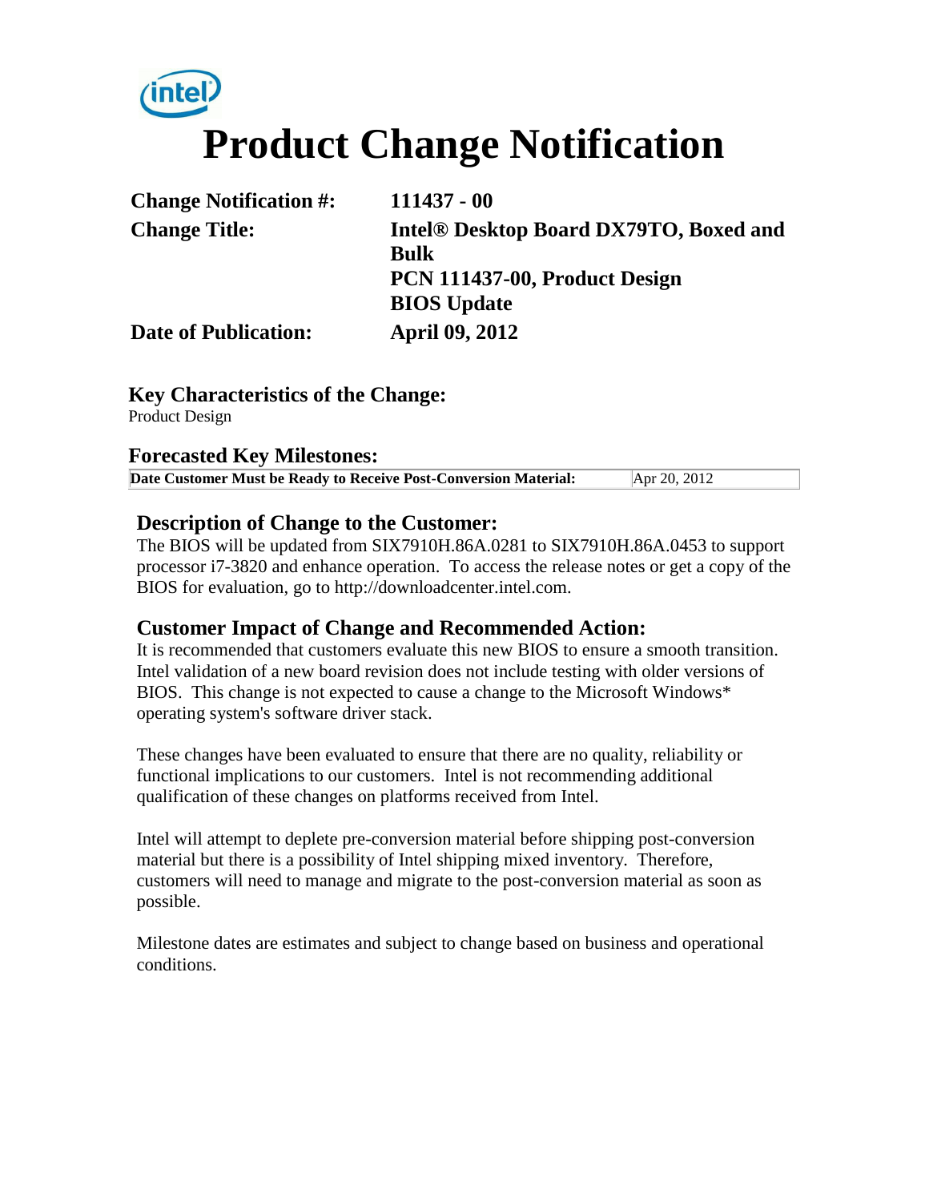# Product Change Notification

| | |
|---|---|
| **Change Notification #:** | **111437 - 00** |
| **Change Title:** | **Intel® Desktop Board DX79TO, Boxed and Bulk**<br>**PCN 111437-00, Product Design**<br>**BIOS Update** |
| **Date of Publication:** | **April 09, 2012** |

## Key Characteristics of the Change:

Product Design

## Forecasted Key Milestones:

| | |
|---|---|
| **Date Customer Must be Ready to Receive Post-Conversion Material:** | Apr 20, 2012 |

## Description of Change to the Customer:

The BIOS will be updated from SIX7910H.86A.0281 to SIX7910H.86A.0453 to support processor i7-3820 and enhance operation. To access the release notes or get a copy of the BIOS for evaluation, go to http://downloadcenter.intel.com.

## Customer Impact of Change and Recommended Action:

It is recommended that customers evaluate this new BIOS to ensure a smooth transition. Intel validation of a new board revision does not include testing with older versions of BIOS. This change is not expected to cause a change to the Microsoft Windows* operating system's software driver stack.

These changes have been evaluated to ensure that there are no quality, reliability or functional implications to our customers. Intel is not recommending additional qualification of these changes on platforms received from Intel.

Intel will attempt to deplete pre-conversion material before shipping post-conversion material but there is a possibility of Intel shipping mixed inventory. Therefore, customers will need to manage and migrate to the post-conversion material as soon as possible.

Milestone dates are estimates and subject to change based on business and operational conditions.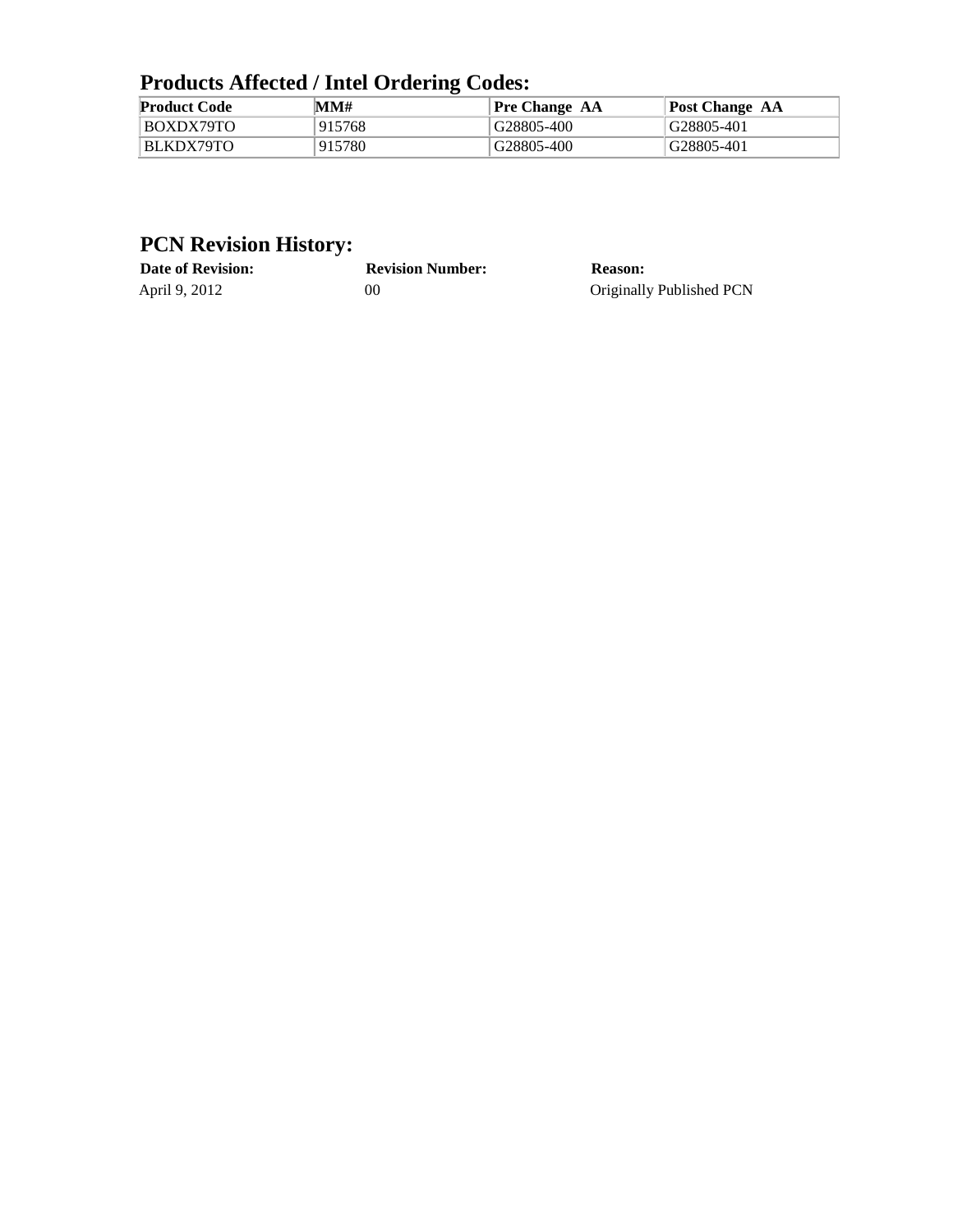## Products Affected / Intel Ordering Codes:

| Product Code | MM# | Pre Change AA | Post Change AA |
|---|---|---|---|
| BOXDX79TO | 915768 | G28805-400 | G28805-401 |
| BLKDX79TO | 915780 | G28805-400 | G28805-401 |

## PCN Revision History:

| Date of Revision: | Revision Number: | Reason: |
|---|---|---|
| April 9, 2012 | 00 | Originally Published PCN |